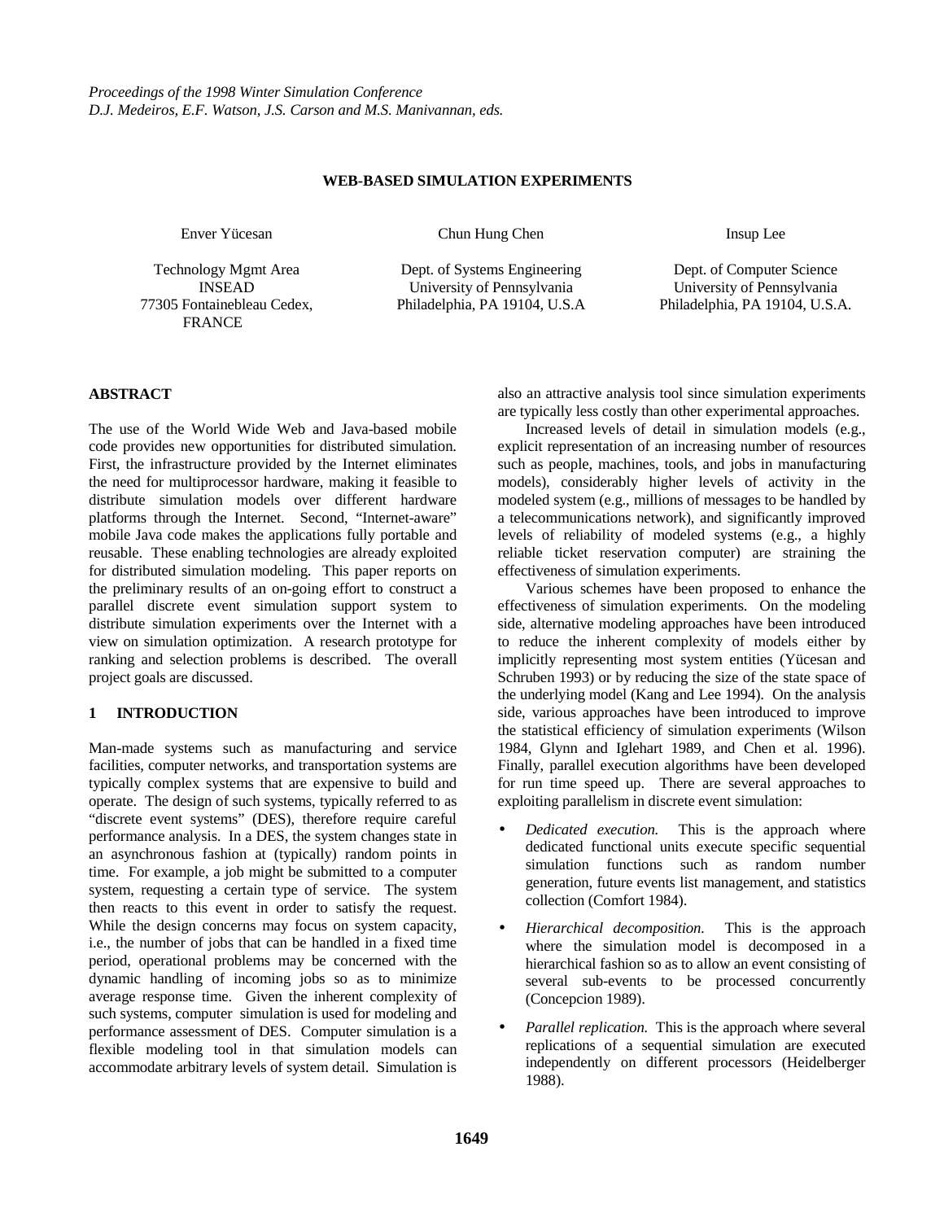Proceedings of the 1998 Winter Simulation Conference
D.J. Medeiros, E.F. Watson, J.S. Carson and M.S. Manivannan, eds.

# WEB-BASED SIMULATION EXPERIMENTS

Enver Yücesan

Technology Mgmt Area
INSEAD
77305 Fontainebleau Cedex,
FRANCE

Chun Hung Chen

Dept. of Systems Engineering
University of Pennsylvania
Philadelphia, PA 19104, U.S.A

Insup Lee

Dept. of Computer Science
University of Pennsylvania
Philadelphia, PA 19104, U.S.A.

## ABSTRACT

The use of the World Wide Web and Java-based mobile code provides new opportunities for distributed simulation. First, the infrastructure provided by the Internet eliminates the need for multiprocessor hardware, making it feasible to distribute simulation models over different hardware platforms through the Internet. Second, "Internet-aware" mobile Java code makes the applications fully portable and reusable. These enabling technologies are already exploited for distributed simulation modeling. This paper reports on the preliminary results of an on-going effort to construct a parallel discrete event simulation support system to distribute simulation experiments over the Internet with a view on simulation optimization. A research prototype for ranking and selection problems is described. The overall project goals are discussed.

## 1 INTRODUCTION

Man-made systems such as manufacturing and service facilities, computer networks, and transportation systems are typically complex systems that are expensive to build and operate. The design of such systems, typically referred to as "discrete event systems" (DES), therefore require careful performance analysis. In a DES, the system changes state in an asynchronous fashion at (typically) random points in time. For example, a job might be submitted to a computer system, requesting a certain type of service. The system then reacts to this event in order to satisfy the request. While the design concerns may focus on system capacity, i.e., the number of jobs that can be handled in a fixed time period, operational problems may be concerned with the dynamic handling of incoming jobs so as to minimize average response time. Given the inherent complexity of such systems, computer simulation is used for modeling and performance assessment of DES. Computer simulation is a flexible modeling tool in that simulation models can accommodate arbitrary levels of system detail. Simulation is also an attractive analysis tool since simulation experiments are typically less costly than other experimental approaches.

Increased levels of detail in simulation models (e.g., explicit representation of an increasing number of resources such as people, machines, tools, and jobs in manufacturing models), considerably higher levels of activity in the modeled system (e.g., millions of messages to be handled by a telecommunications network), and significantly improved levels of reliability of modeled systems (e.g., a highly reliable ticket reservation computer) are straining the effectiveness of simulation experiments.

Various schemes have been proposed to enhance the effectiveness of simulation experiments. On the modeling side, alternative modeling approaches have been introduced to reduce the inherent complexity of models either by implicitly representing most system entities (Yücesan and Schruben 1993) or by reducing the size of the state space of the underlying model (Kang and Lee 1994). On the analysis side, various approaches have been introduced to improve the statistical efficiency of simulation experiments (Wilson 1984, Glynn and Iglehart 1989, and Chen et al. 1996). Finally, parallel execution algorithms have been developed for run time speed up. There are several approaches to exploiting parallelism in discrete event simulation:

- *Dedicated execution.* This is the approach where dedicated functional units execute specific sequential simulation functions such as random number generation, future events list management, and statistics collection (Comfort 1984).
- *Hierarchical decomposition.* This is the approach where the simulation model is decomposed in a hierarchical fashion so as to allow an event consisting of several sub-events to be processed concurrently (Concepcion 1989).
- *Parallel replication.* This is the approach where several replications of a sequential simulation are executed independently on different processors (Heidelberger 1988).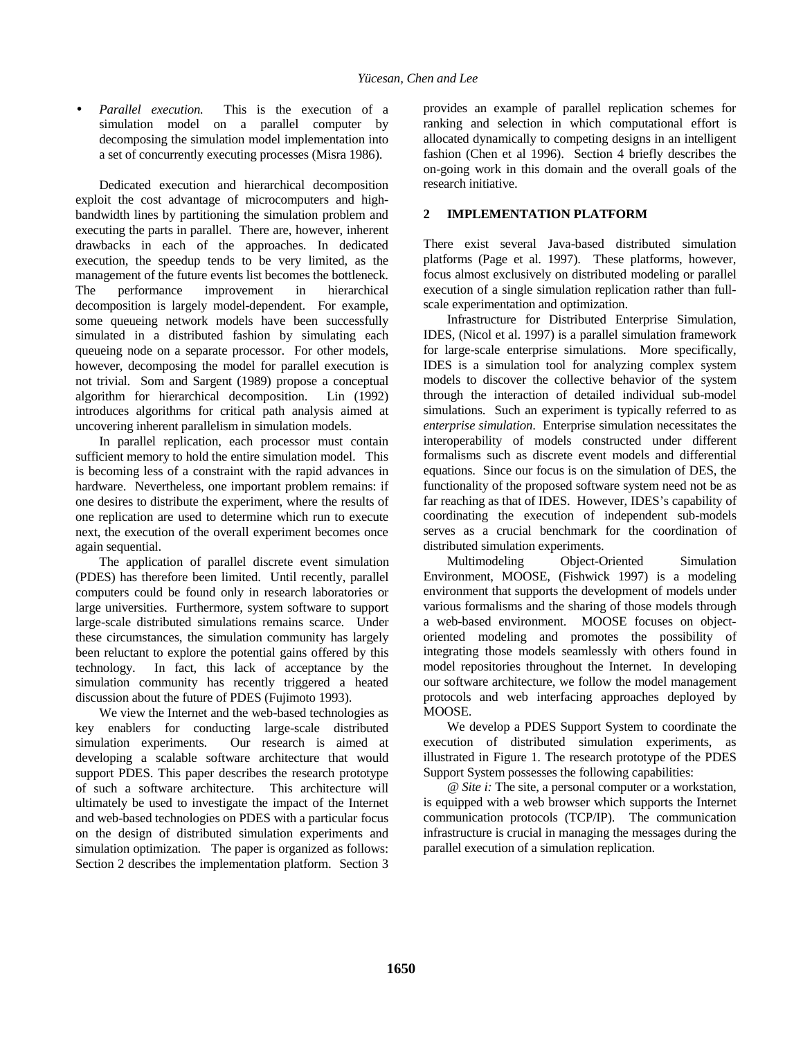- *Parallel execution.* This is the execution of a simulation model on a parallel computer by decomposing the simulation model implementation into a set of concurrently executing processes (Misra 1986).

Dedicated execution and hierarchical decomposition exploit the cost advantage of microcomputers and high-bandwidth lines by partitioning the simulation problem and executing the parts in parallel. There are, however, inherent drawbacks in each of the approaches. In dedicated execution, the speedup tends to be very limited, as the management of the future events list becomes the bottleneck. The performance improvement in hierarchical decomposition is largely model-dependent. For example, some queueing network models have been successfully simulated in a distributed fashion by simulating each queueing node on a separate processor. For other models, however, decomposing the model for parallel execution is not trivial. Som and Sargent (1989) propose a conceptual algorithm for hierarchical decomposition. Lin (1992) introduces algorithms for critical path analysis aimed at uncovering inherent parallelism in simulation models.

In parallel replication, each processor must contain sufficient memory to hold the entire simulation model. This is becoming less of a constraint with the rapid advances in hardware. Nevertheless, one important problem remains: if one desires to distribute the experiment, where the results of one replication are used to determine which run to execute next, the execution of the overall experiment becomes once again sequential.

The application of parallel discrete event simulation (PDES) has therefore been limited. Until recently, parallel computers could be found only in research laboratories or large universities. Furthermore, system software to support large-scale distributed simulations remains scarce. Under these circumstances, the simulation community has largely been reluctant to explore the potential gains offered by this technology. In fact, this lack of acceptance by the simulation community has recently triggered a heated discussion about the future of PDES (Fujimoto 1993).

We view the Internet and the web-based technologies as key enablers for conducting large-scale distributed simulation experiments. Our research is aimed at developing a scalable software architecture that would support PDES. This paper describes the research prototype of such a software architecture. This architecture will ultimately be used to investigate the impact of the Internet and web-based technologies on PDES with a particular focus on the design of distributed simulation experiments and simulation optimization. The paper is organized as follows: Section 2 describes the implementation platform. Section 3 provides an example of parallel replication schemes for ranking and selection in which computational effort is allocated dynamically to competing designs in an intelligent fashion (Chen et al 1996). Section 4 briefly describes the on-going work in this domain and the overall goals of the research initiative.

## 2 IMPLEMENTATION PLATFORM

There exist several Java-based distributed simulation platforms (Page et al. 1997). These platforms, however, focus almost exclusively on distributed modeling or parallel execution of a single simulation replication rather than full-scale experimentation and optimization.

Infrastructure for Distributed Enterprise Simulation, IDES, (Nicol et al. 1997) is a parallel simulation framework for large-scale enterprise simulations. More specifically, IDES is a simulation tool for analyzing complex system models to discover the collective behavior of the system through the interaction of detailed individual sub-model simulations. Such an experiment is typically referred to as *enterprise simulation*. Enterprise simulation necessitates the interoperability of models constructed under different formalisms such as discrete event models and differential equations. Since our focus is on the simulation of DES, the functionality of the proposed software system need not be as far reaching as that of IDES. However, IDES's capability of coordinating the execution of independent sub-models serves as a crucial benchmark for the coordination of distributed simulation experiments.

Multimodeling Object-Oriented Simulation Environment, MOOSE, (Fishwick 1997) is a modeling environment that supports the development of models under various formalisms and the sharing of those models through a web-based environment. MOOSE focuses on object-oriented modeling and promotes the possibility of integrating those models seamlessly with others found in model repositories throughout the Internet. In developing our software architecture, we follow the model management protocols and web interfacing approaches deployed by MOOSE.

We develop a PDES Support System to coordinate the execution of distributed simulation experiments, as illustrated in Figure 1. The research prototype of the PDES Support System possesses the following capabilities:

*@ Site i:* The site, a personal computer or a workstation, is equipped with a web browser which supports the Internet communication protocols (TCP/IP). The communication infrastructure is crucial in managing the messages during the parallel execution of a simulation replication.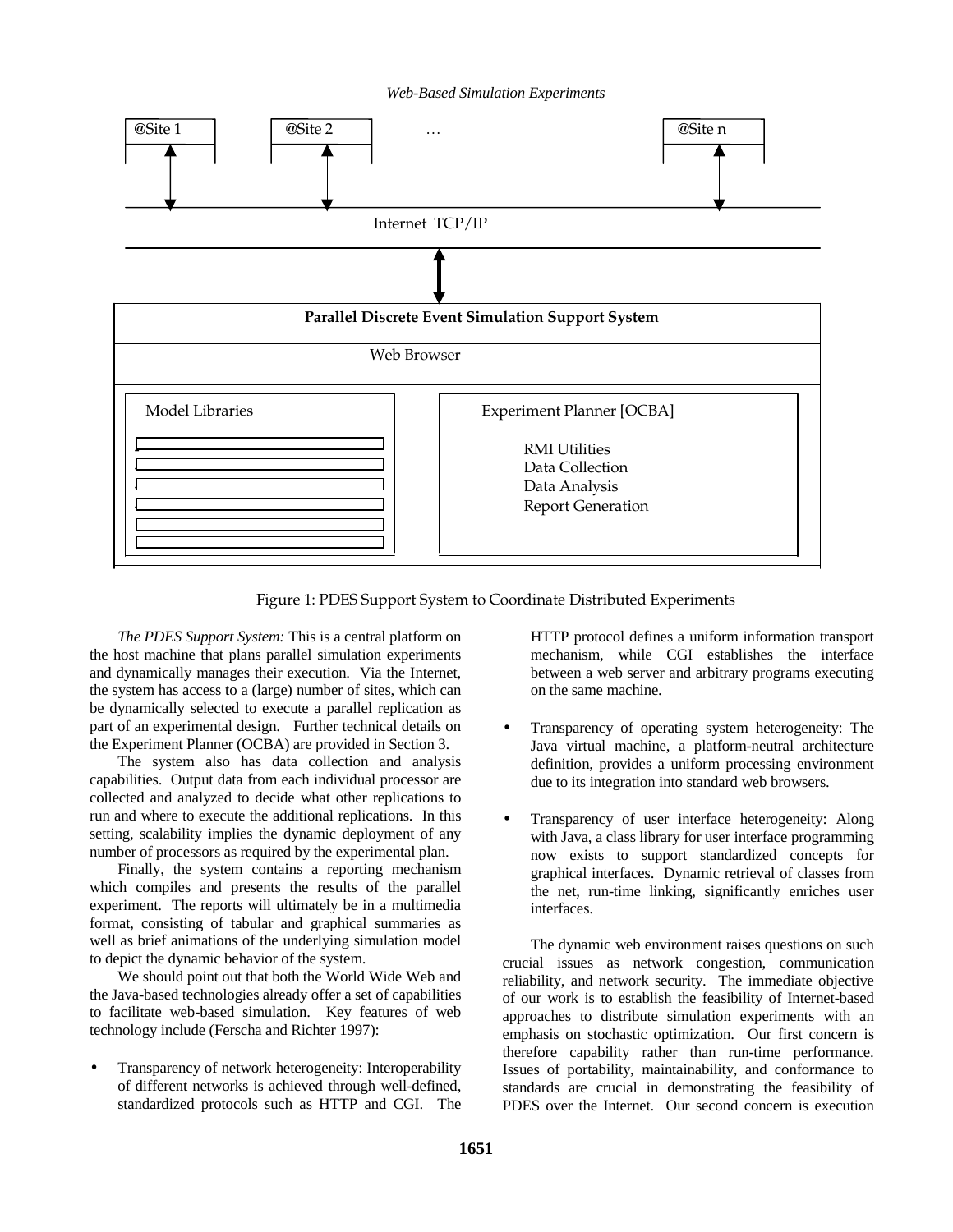Figure 1: PDES Support System to Coordinate Distributed Experiments

*The PDES Support System:* This is a central platform on the host machine that plans parallel simulation experiments and dynamically manages their execution. Via the Internet, the system has access to a (large) number of sites, which can be dynamically selected to execute a parallel replication as part of an experimental design. Further technical details on the Experiment Planner (OCBA) are provided in Section 3.

The system also has data collection and analysis capabilities. Output data from each individual processor are collected and analyzed to decide what other replications to run and where to execute the additional replications. In this setting, scalability implies the dynamic deployment of any number of processors as required by the experimental plan.

Finally, the system contains a reporting mechanism which compiles and presents the results of the parallel experiment. The reports will ultimately be in a multimedia format, consisting of tabular and graphical summaries as well as brief animations of the underlying simulation model to depict the dynamic behavior of the system.

We should point out that both the World Wide Web and the Java-based technologies already offer a set of capabilities to facilitate web-based simulation. Key features of web technology include (Ferscha and Richter 1997):

- Transparency of network heterogeneity: Interoperability of different networks is achieved through well-defined, standardized protocols such as HTTP and CGI. The HTTP protocol defines a uniform information transport mechanism, while CGI establishes the interface between a web server and arbitrary programs executing on the same machine.

- Transparency of operating system heterogeneity: The Java virtual machine, a platform-neutral architecture definition, provides a uniform processing environment due to its integration into standard web browsers.

- Transparency of user interface heterogeneity: Along with Java, a class library for user interface programming now exists to support standardized concepts for graphical interfaces. Dynamic retrieval of classes from the net, run-time linking, significantly enriches user interfaces.

The dynamic web environment raises questions on such crucial issues as network congestion, communication reliability, and network security. The immediate objective of our work is to establish the feasibility of Internet-based approaches to distribute simulation experiments with an emphasis on stochastic optimization. Our first concern is therefore capability rather than run-time performance. Issues of portability, maintainability, and conformance to standards are crucial in demonstrating the feasibility of PDES over the Internet. Our second concern is execution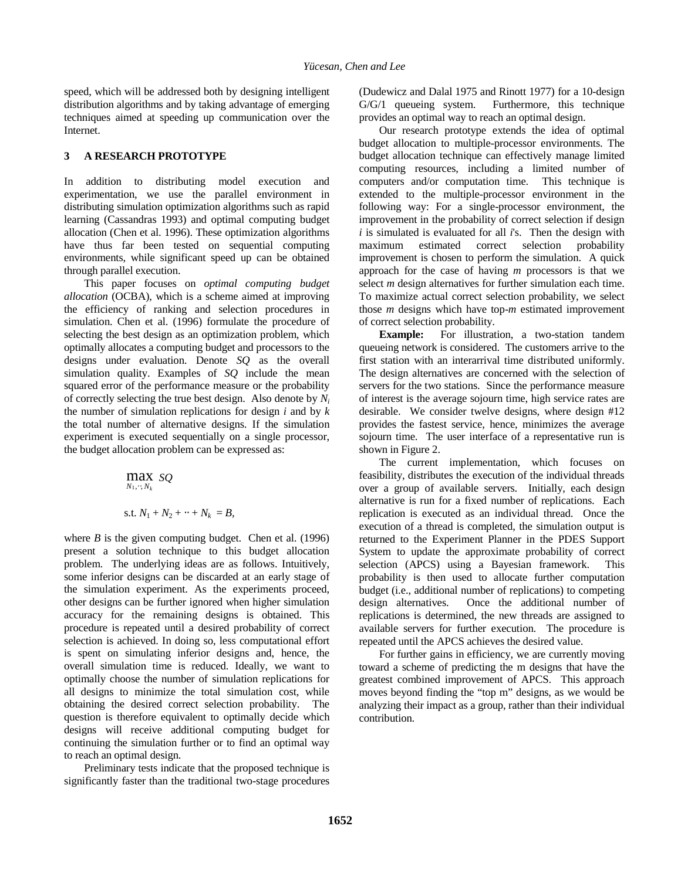speed, which will be addressed both by designing intelligent distribution algorithms and by taking advantage of emerging techniques aimed at speeding up communication over the Internet.

## 3 A RESEARCH PROTOTYPE

In addition to distributing model execution and experimentation, we use the parallel environment in distributing simulation optimization algorithms such as rapid learning (Cassandras 1993) and optimal computing budget allocation (Chen et al. 1996). These optimization algorithms have thus far been tested on sequential computing environments, while significant speed up can be obtained through parallel execution.

This paper focuses on *optimal computing budget allocation* (OCBA), which is a scheme aimed at improving the efficiency of ranking and selection procedures in simulation. Chen et al. (1996) formulate the procedure of selecting the best design as an optimization problem, which optimally allocates a computing budget and processors to the designs under evaluation. Denote *SQ* as the overall simulation quality. Examples of *SQ* include the mean squared error of the performance measure or the probability of correctly selecting the true best design. Also denote by $N_i$ the number of simulation replications for design $i$ and by $k$ the total number of alternative designs. If the simulation experiment is executed sequentially on a single processor, the budget allocation problem can be expressed as:

$$\max_{N_1, \cdots, N_k} SQ$$

$$\text{s.t. } N_1 + N_2 + \cdots + N_k = B,$$

where $B$ is the given computing budget. Chen et al. (1996) present a solution technique to this budget allocation problem. The underlying ideas are as follows. Intuitively, some inferior designs can be discarded at an early stage of the simulation experiment. As the experiments proceed, other designs can be further ignored when higher simulation accuracy for the remaining designs is obtained. This procedure is repeated until a desired probability of correct selection is achieved. In doing so, less computational effort is spent on simulating inferior designs and, hence, the overall simulation time is reduced. Ideally, we want to optimally choose the number of simulation replications for all designs to minimize the total simulation cost, while obtaining the desired correct selection probability. The question is therefore equivalent to optimally decide which designs will receive additional computing budget for continuing the simulation further or to find an optimal way to reach an optimal design.

Preliminary tests indicate that the proposed technique is significantly faster than the traditional two-stage procedures (Dudewicz and Dalal 1975 and Rinott 1977) for a 10-design G/G/1 queueing system. Furthermore, this technique provides an optimal way to reach an optimal design.

Our research prototype extends the idea of optimal budget allocation to multiple-processor environments. The budget allocation technique can effectively manage limited computing resources, including a limited number of computers and/or computation time. This technique is extended to the multiple-processor environment in the following way: For a single-processor environment, the improvement in the probability of correct selection if design $i$ is simulated is evaluated for all $i$'s. Then the design with maximum estimated correct selection probability improvement is chosen to perform the simulation. A quick approach for the case of having $m$ processors is that we select $m$ design alternatives for further simulation each time. To maximize actual correct selection probability, we select those $m$ designs which have top-$m$ estimated improvement of correct selection probability.

**Example:** For illustration, a two-station tandem queueing network is considered. The customers arrive to the first station with an interarrival time distributed uniformly. The design alternatives are concerned with the selection of servers for the two stations. Since the performance measure of interest is the average sojourn time, high service rates are desirable. We consider twelve designs, where design #12 provides the fastest service, hence, minimizes the average sojourn time. The user interface of a representative run is shown in Figure 2.

The current implementation, which focuses on feasibility, distributes the execution of the individual threads over a group of available servers. Initially, each design alternative is run for a fixed number of replications. Each replication is executed as an individual thread. Once the execution of a thread is completed, the simulation output is returned to the Experiment Planner in the PDES Support System to update the approximate probability of correct selection (APCS) using a Bayesian framework. This probability is then used to allocate further computation budget (i.e., additional number of replications) to competing design alternatives. Once the additional number of replications is determined, the new threads are assigned to available servers for further execution. The procedure is repeated until the APCS achieves the desired value.

For further gains in efficiency, we are currently moving toward a scheme of predicting the m designs that have the greatest combined improvement of APCS. This approach moves beyond finding the "top m" designs, as we would be analyzing their impact as a group, rather than their individual contribution.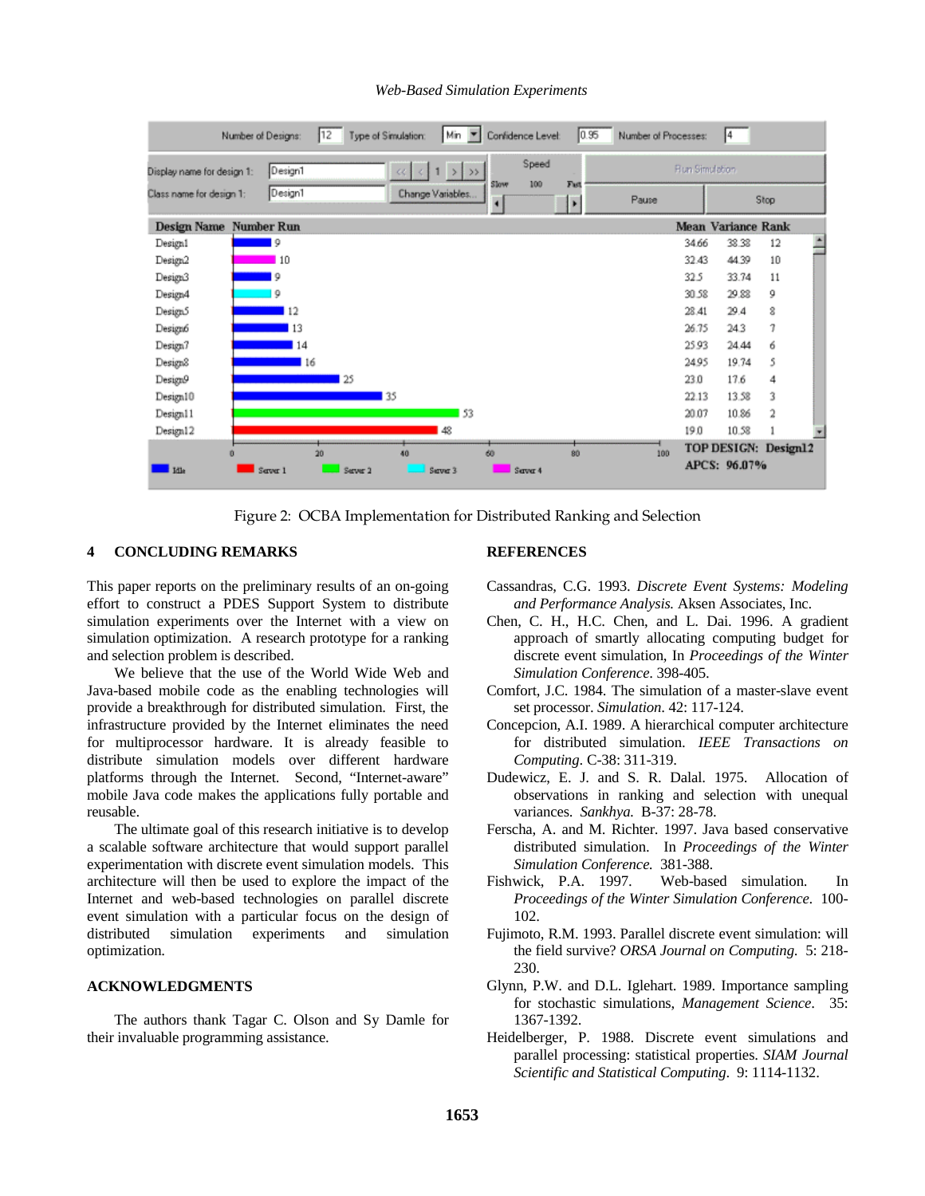Figure 2: OCBA Implementation for Distributed Ranking and Selection

## 4 CONCLUDING REMARKS

This paper reports on the preliminary results of an on-going effort to construct a PDES Support System to distribute simulation experiments over the Internet with a view on simulation optimization. A research prototype for a ranking and selection problem is described.

We believe that the use of the World Wide Web and Java-based mobile code as the enabling technologies will provide a breakthrough for distributed simulation. First, the infrastructure provided by the Internet eliminates the need for multiprocessor hardware. It is already feasible to distribute simulation models over different hardware platforms through the Internet. Second, "Internet-aware" mobile Java code makes the applications fully portable and reusable.

The ultimate goal of this research initiative is to develop a scalable software architecture that would support parallel experimentation with discrete event simulation models. This architecture will then be used to explore the impact of the Internet and web-based technologies on parallel discrete event simulation with a particular focus on the design of distributed simulation experiments and simulation optimization.

## ACKNOWLEDGMENTS

The authors thank Tagar C. Olson and Sy Damle for their invaluable programming assistance.

## REFERENCES

Cassandras, C.G. 1993. *Discrete Event Systems: Modeling and Performance Analysis.* Aksen Associates, Inc.

Chen, C. H., H.C. Chen, and L. Dai. 1996. A gradient approach of smartly allocating computing budget for discrete event simulation, In *Proceedings of the Winter Simulation Conference.* 398-405.

Comfort, J.C. 1984. The simulation of a master-slave event set processor. *Simulation*. 42: 117-124.

Concepcion, A.I. 1989. A hierarchical computer architecture for distributed simulation. *IEEE Transactions on Computing*. C-38: 311-319.

Dudewicz, E. J. and S. R. Dalal. 1975. Allocation of observations in ranking and selection with unequal variances. *Sankhya.* B-37: 28-78.

Ferscha, A. and M. Richter. 1997. Java based conservative distributed simulation. In *Proceedings of the Winter Simulation Conference.* 381-388.

Fishwick, P.A. 1997. Web-based simulation. In *Proceedings of the Winter Simulation Conference*. 100-102.

Fujimoto, R.M. 1993. Parallel discrete event simulation: will the field survive? *ORSA Journal on Computing.* 5: 218-230.

Glynn, P.W. and D.L. Iglehart. 1989. Importance sampling for stochastic simulations, *Management Science*. 35: 1367-1392.

Heidelberger, P. 1988. Discrete event simulations and parallel processing: statistical properties. *SIAM Journal Scientific and Statistical Computing*. 9: 1114-1132.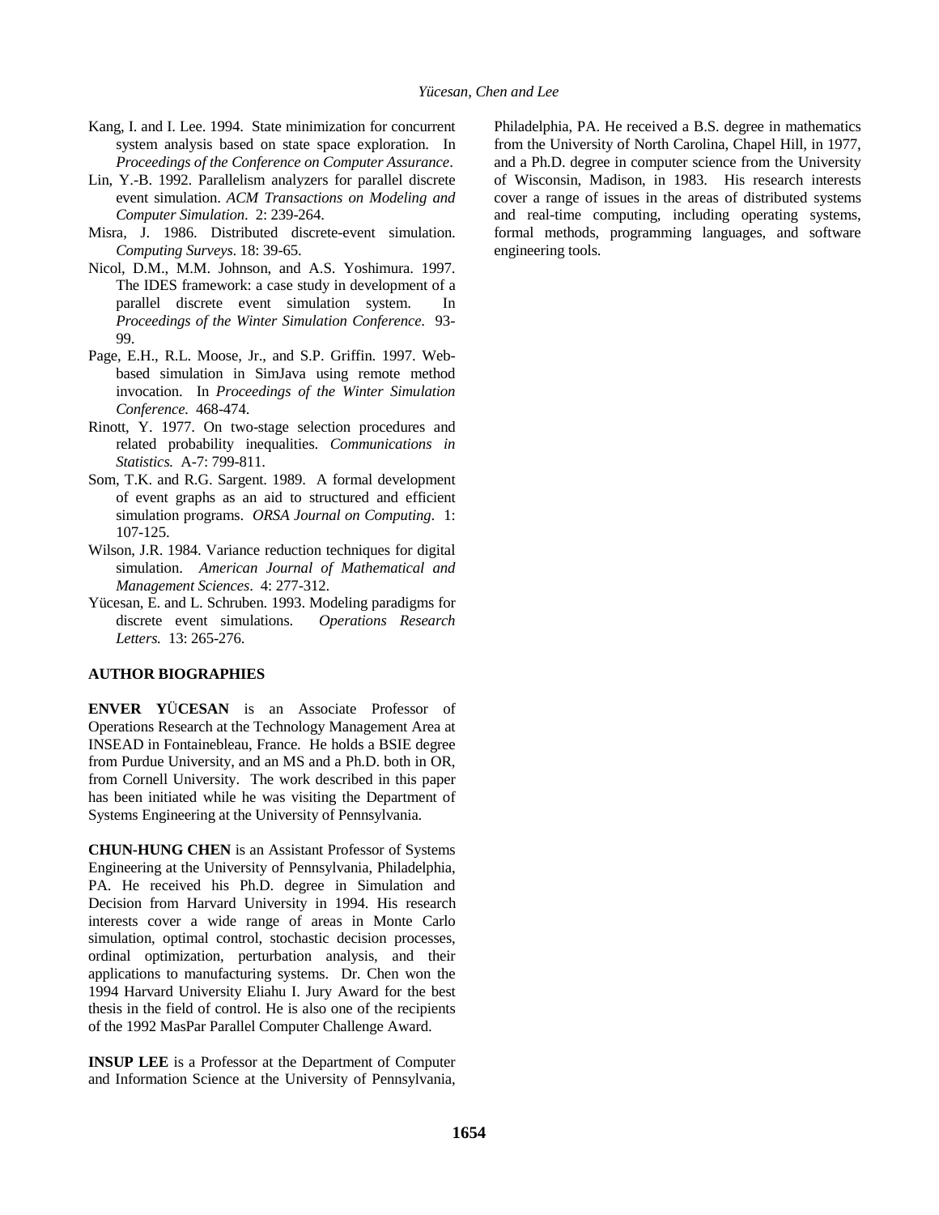Kang, I. and I. Lee. 1994. State minimization for concurrent system analysis based on state space exploration. In *Proceedings of the Conference on Computer Assurance*.

Lin, Y.-B. 1992. Parallelism analyzers for parallel discrete event simulation. *ACM Transactions on Modeling and Computer Simulation*. 2: 239-264.

Misra, J. 1986. Distributed discrete-event simulation. *Computing Surveys*. 18: 39-65.

Nicol, D.M., M.M. Johnson, and A.S. Yoshimura. 1997. The IDES framework: a case study in development of a parallel discrete event simulation system. In *Proceedings of the Winter Simulation Conference.* 93-99.

Page, E.H., R.L. Moose, Jr., and S.P. Griffin. 1997. Web-based simulation in SimJava using remote method invocation. In *Proceedings of the Winter Simulation Conference.* 468-474.

Rinott, Y. 1977. On two-stage selection procedures and related probability inequalities. *Communications in Statistics.* A-7: 799-811.

Som, T.K. and R.G. Sargent. 1989. A formal development of event graphs as an aid to structured and efficient simulation programs. *ORSA Journal on Computing*. 1: 107-125.

Wilson, J.R. 1984. Variance reduction techniques for digital simulation. *American Journal of Mathematical and Management Sciences*. 4: 277-312.

Yücesan, E. and L. Schruben. 1993. Modeling paradigms for discrete event simulations. *Operations Research Letters.* 13: 265-276.

## AUTHOR BIOGRAPHIES

**ENVER YÜCESAN** is an Associate Professor of Operations Research at the Technology Management Area at INSEAD in Fontainebleau, France. He holds a BSIE degree from Purdue University, and an MS and a Ph.D. both in OR, from Cornell University. The work described in this paper has been initiated while he was visiting the Department of Systems Engineering at the University of Pennsylvania.

**CHUN-HUNG CHEN** is an Assistant Professor of Systems Engineering at the University of Pennsylvania, Philadelphia, PA. He received his Ph.D. degree in Simulation and Decision from Harvard University in 1994. His research interests cover a wide range of areas in Monte Carlo simulation, optimal control, stochastic decision processes, ordinal optimization, perturbation analysis, and their applications to manufacturing systems. Dr. Chen won the 1994 Harvard University Eliahu I. Jury Award for the best thesis in the field of control. He is also one of the recipients of the 1992 MasPar Parallel Computer Challenge Award.

**INSUP LEE** is a Professor at the Department of Computer and Information Science at the University of Pennsylvania, Philadelphia, PA. He received a B.S. degree in mathematics from the University of North Carolina, Chapel Hill, in 1977, and a Ph.D. degree in computer science from the University of Wisconsin, Madison, in 1983. His research interests cover a range of issues in the areas of distributed systems and real-time computing, including operating systems, formal methods, programming languages, and software engineering tools.